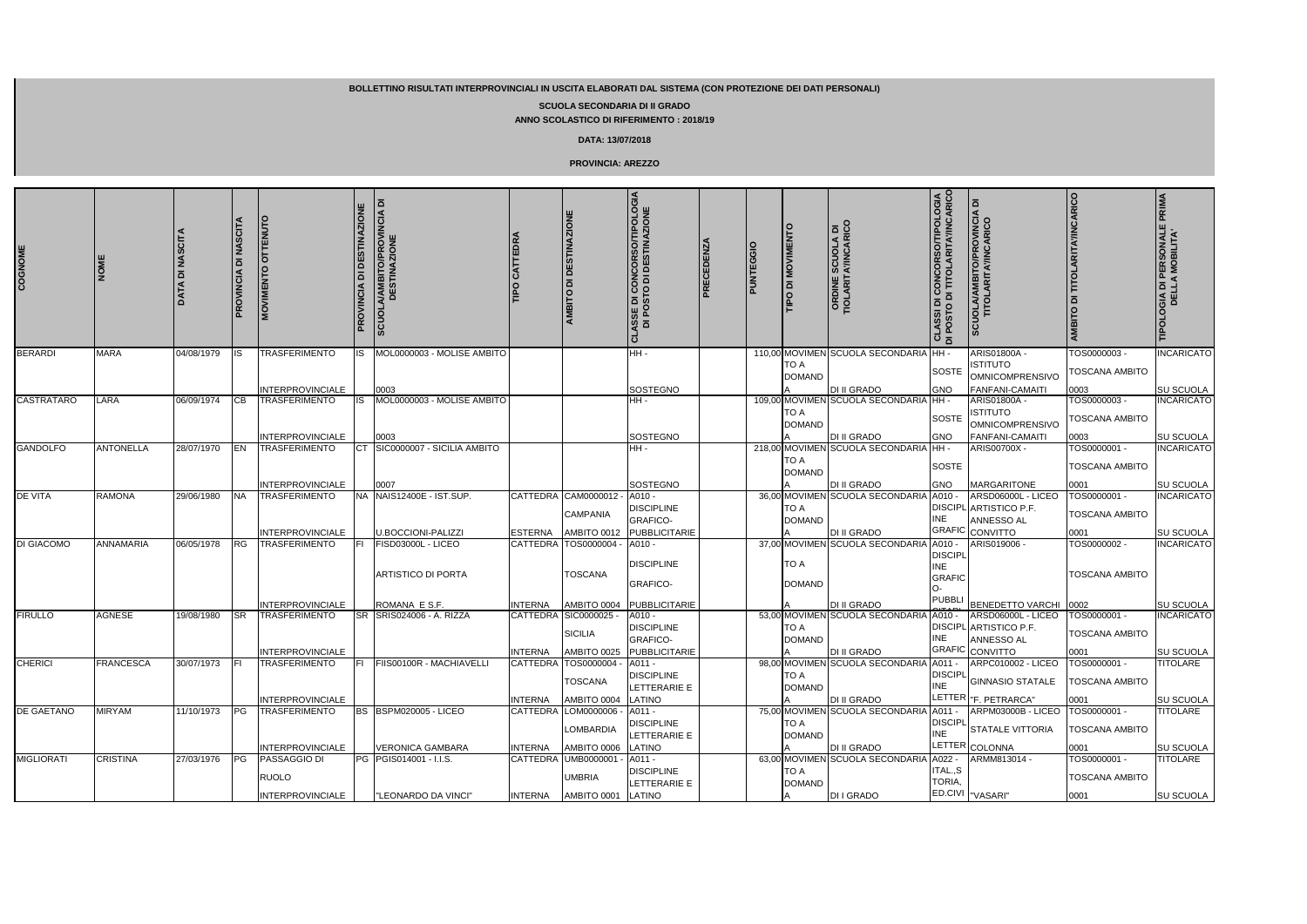**BOLLETTINO RISULTATI INTERPROVINCIALI IN USCITA ELABORATI DAL SISTEMA (CON PROTEZIONE DEI DATI PERSONALI)**

**SCUOLA SECONDARIA DI II GRADO**

**ANNO SCOLASTICO DI RIFERIMENTO : 2018/19**

**DATA: 13/07/2018**

**PROVINCIA: AREZZO**

| COGNOME | NOME | DATA DI NASCITA | PROVINCIA DI NASCITA | MOVIMENTO OTTENUTO | PROVINCIA DI DESTINAZIONE | SCUOLA/AMBITO/PROVINCIA DI DESTINAZIONE | TIPO CATTEDRA | AMBITO DI DESTINAZIONE | CLASSE DI CONCORSO/TIPOLOGIA DI POSTO DI DESTINAZIONE | PRECEDENZA | PUNTEGGIO | TIPO DI MOVIMENTO | ORDINE SCUOLA DI TIOLARITA'/INCARICO | CLASSI DI CONCORSO/TIPOLOGIA DI POSTO DI TITOLARITA'/INCARICO | SCUOLA/AMBITO/PROVINCIA DI TITOLARITA'/INCARICO | AMBITO DI TITOLARITA'/INCARICO | TIPOLOGIA DI PERSONALE PRIMA DELLA MOBILITA' |
|---|---|---|---|---|---|---|---|---|---|---|---|---|---|---|---|---|---|
| BERARDI | MARA | 04/08/1979 | IS | TRASFERIMENTO INTERPROVINCIALE | IS | MOL0000003 - MOLISE AMBITO 0003 | | | HH - SOSTEGNO | | 110,00 | MOVIMENTO A DOMANDA | SCUOLA SECONDARIA DI II GRADO | HH - SOSTEGNO | ARIS01800A - ISTITUTO OMNICOMPRENSIVO FANFANI-CAMAITI | TOS0000003 - TOSCANA AMBITO 0003 | INCARICATO SU SCUOLA |
| CASTRATARO | LARA | 06/09/1974 | CB | TRASFERIMENTO INTERPROVINCIALE | IS | MOL0000003 - MOLISE AMBITO 0003 | | | HH - SOSTEGNO | | 109,00 | MOVIMENTO A DOMANDA | SCUOLA SECONDARIA DI II GRADO | HH - SOSTEGNO | ARIS01800A - ISTITUTO OMNICOMPRENSIVO FANFANI-CAMAITI | TOS0000003 - TOSCANA AMBITO 0003 | INCARICATO SU SCUOLA |
| GANDOLFO | ANTONELLA | 28/07/1970 | EN | TRASFERIMENTO INTERPROVINCIALE | CT | SIC0000007 - SICILIA AMBITO 0007 | | | HH - SOSTEGNO | | 218,00 | MOVIMENTO A DOMANDA | SCUOLA SECONDARIA DI II GRADO | HH - SOSTEGNO | ARIS00700X - MARGARITONE | TOS0000001 - TOSCANA AMBITO 0001 | INCARICATO SU SCUOLA |
| DE VITA | RAMONA | 29/06/1980 | NA | TRASFERIMENTO INTERPROVINCIALE | NA | NAIS12400E - IST.SUP. U.BOCCIONI-PALIZZI | CATTEDRA ESTERNA | CAM0000012 - CAMPANIA AMBITO 0012 | A010 - DISCIPLINE GRAFICO-PUBBLICITARIE | | 36,00 | MOVIMENTO A DOMANDA | SCUOLA SECONDARIA DI II GRADO | A010 - DISCIPLINE GRAFIC | ARSD06000L - LICEO ARTISTICO P.F. ANNESSO AL CONVITTO | TOS0000001 - TOSCANA AMBITO 0001 | INCARICATO SU SCUOLA |
| DI GIACOMO | ANNAMARIA | 06/05/1978 | RG | TRASFERIMENTO INTERPROVINCIALE | FI | FISD03000L - LICEO ARTISTICO DI PORTA ROMANA E S.F. | CATTEDRA INTERNA | TOS0000004 - TOSCANA AMBITO 0004 | A010 - DISCIPLINE GRAFICO-PUBBLICITARIE | | 37,00 | MOVIMENTO A DOMANDA | SCUOLA SECONDARIA DI II GRADO | A010 - DISCIPLINE GRAFICO-PUBBLI | ARIS019006 - BENEDETTO VARCHI | TOS0000002 - TOSCANA AMBITO 0002 | INCARICATO SU SCUOLA |
| FIRULLO | AGNESE | 19/08/1980 | SR | TRASFERIMENTO INTERPROVINCIALE | SR | SRIS024006 - A. RIZZA | CATTEDRA INTERNA | SIC0000025 - SICILIA AMBITO 0025 | A010 - DISCIPLINE GRAFICO-PUBBLICITARIE | | 53,00 | MOVIMENTO A DOMANDA | SCUOLA SECONDARIA DI II GRADO | A010 - DISCIPLINE GRAFIC | ARSD06000L - LICEO ARTISTICO P.F. ANNESSO AL CONVITTO | TOS0000001 - TOSCANA AMBITO 0001 | INCARICATO SU SCUOLA |
| CHERICI | FRANCESCA | 30/07/1973 | FI | TRASFERIMENTO INTERPROVINCIALE | FI | FIIS00100R - MACHIAVELLI | CATTEDRA INTERNA | TOS0000004 - TOSCANA AMBITO 0004 | A011 - DISCIPLINE LETTERARIE E LATINO | | 98,00 | MOVIMENTO A DOMANDA | SCUOLA SECONDARIA DI II GRADO | A011 - DISCIPLINE LETTER | ARPC010002 - LICEO GINNASIO STATALE "F. PETRARCA" | TOS0000001 - TOSCANA AMBITO 0001 | TITOLARE SU SCUOLA |
| DE GAETANO | MIRYAM | 11/10/1973 | PG | TRASFERIMENTO INTERPROVINCIALE | BS | BSPM020005 - LICEO VERONICA GAMBARA | CATTEDRA INTERNA | LOM0000006 - LOMBARDIA AMBITO 0006 | A011 - DISCIPLINE LETTERARIE E LATINO | | 75,00 | MOVIMENTO A DOMANDA | SCUOLA SECONDARIA DI II GRADO | A011 - DISCIPLINE LETTER | ARPM03000B - LICEO STATALE VITTORIA COLONNA | TOS0000001 - TOSCANA AMBITO 0001 | TITOLARE SU SCUOLA |
| MIGLIORATI | CRISTINA | 27/03/1976 | PG | PASSAGGIO DI RUOLO INTERPROVINCIALE | PG | PGIS014001 - I.I.S. "LEONARDO DA VINCI" | CATTEDRA INTERNA | UMB0000001 - UMBRIA AMBITO 0001 | A011 - DISCIPLINE LETTERARIE E LATINO | | 63,00 | MOVIMENTO A DOMANDA | SCUOLA SECONDARIA DI I GRADO | A022 - ITAL.,STORIA,ED.CIVI | ARMM813014 - "VASARI" | TOS0000001 - TOSCANA AMBITO 0001 | TITOLARE SU SCUOLA |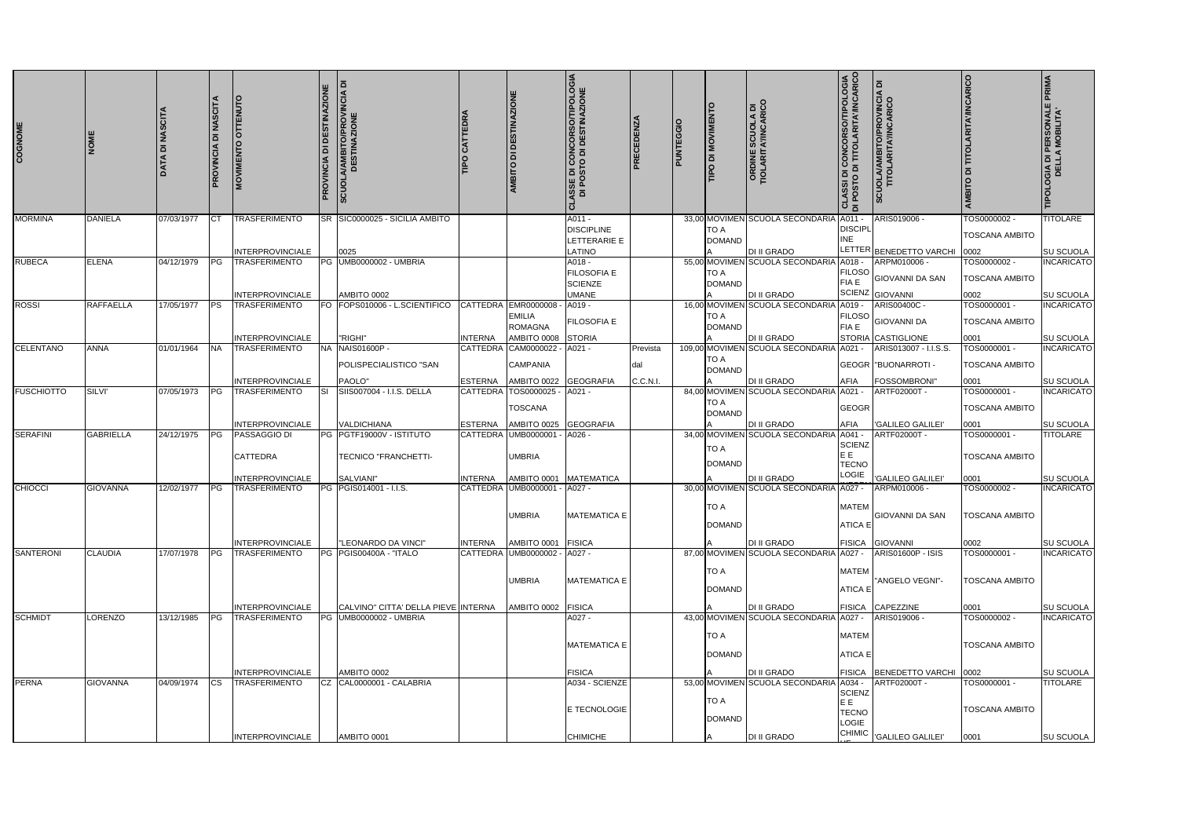| COGNOME | NOME | DATA DI NASCITA | PROVINCIA DI NASCITA | MOVIMENTO OTTENUTO | PROVINCIA DI DESTINAZIONE | SCUOLA/AMBITO/PROVINCIA DI DESTINAZIONE | TIPO CATTEDRA | AMBITO DI DESTINAZIONE | CLASSE DI CONCORSO/TIPOLOGIA DI POSTO DI DESTINAZIONE | PRECEDENZA | PUNTEGGIO | TIPO DI MOVIMENTO | ORDINE SCUOLA DI TIOLARITA'/INCARICO | CLASSI DI CONCORSO/TIPOLOGIA DI POSTO DI TITOLARITA'/INCARICO | SCUOLA/AMBITO/PROVINCIA DI TITOLARITA'/INCARICO | AMBITO DI TITOLARITA'/INCARICO | TIPOLOGIA DI PERSONALE PRIMA DELLA MOBILITA' |
|---|---|---|---|---|---|---|---|---|---|---|---|---|---|---|---|---|---|
| MORMINA | DANIELA | 07/03/1977 | CT | TRASFERIMENTO INTERPROVINCIALE | SR | SIC0000025 - SICILIA AMBITO 0025 | | | A011 - DISCIPLINE LETTERARIE E LATINO | | 33,00 | MOVIMENTO A DOMANDA | SCUOLA SECONDARIA DI II GRADO | A011 - DISCIPLINE LETTER | ARIS019006 - BENEDETTO VARCHI | TOS0000002 - TOSCANA AMBITO 0002 | TITOLARE SU SCUOLA |
| RUBECA | ELENA | 04/12/1979 | PG | TRASFERIMENTO INTERPROVINCIALE | PG | UMB0000002 - UMBRIA AMBITO 0002 | | | A018 - FILOSOFIA E SCIENZE UMANE | | 55,00 | MOVIMENTO A DOMANDA | SCUOLA SECONDARIA DI II GRADO | A018 - FILOSOFIA E SCIENZ | ARPM010006 - GIOVANNI DA SAN GIOVANNI | TOS0000002 - TOSCANA AMBITO 0002 | INCARICATO SU SCUOLA |
| ROSSI | RAFFAELLA | 17/05/1977 | PS | TRASFERIMENTO INTERPROVINCIALE | FO | FOPS010006 - L.SCIENTIFICO "RIGHI" | CATTEDRA INTERNA | EMR0000008 - EMILIA ROMAGNA AMBITO 0008 | A019 - FILOSOFIA E STORIA | | 16,00 | MOVIMENTO A DOMANDA | SCUOLA SECONDARIA DI II GRADO | A019 - FILOSOFIA E STORIA | ARIS00400C - GIOVANNI DA CASTIGLIONE | TOS0000001 - TOSCANA AMBITO 0001 | INCARICATO SU SCUOLA |
| CELENTANO | ANNA | 01/01/1964 | NA | TRASFERIMENTO INTERPROVINCIALE | NA | NAIS01600P - POLISPECIALISTICO "SAN PAOLO" | CATTEDRA ESTERNA | CAM0000022 - CAMPANIA AMBITO 0022 | A021 - GEOGRAFIA | Prevista dal C.C.N.I. | 109,00 | MOVIMENTO A DOMANDA | SCUOLA SECONDARIA DI II GRADO | A021 - GEOGRAFIA | ARIS013007 - I.I.S.S. "BUONARROTI - FOSSOMBRONI" | TOS0000001 - TOSCANA AMBITO 0001 | INCARICATO SU SCUOLA |
| FUSCHIOTTO | SILVI' | 07/05/1973 | PG | TRASFERIMENTO INTERPROVINCIALE | SI | SIIS007004 - I.I.S. DELLA VALDICHIANA | CATTEDRA ESTERNA | TOS0000025 - TOSCANA AMBITO 0025 | A021 - GEOGRAFIA | | 84,00 | MOVIMENTO A DOMANDA | SCUOLA SECONDARIA DI II GRADO | A021 - GEOGRAFIA | ARTF02000T - 'GALILEO GALILEI' | TOS0000001 - TOSCANA AMBITO 0001 | INCARICATO SU SCUOLA |
| SERAFINI | GABRIELLA | 24/12/1975 | PG | PASSAGGIO DI CATTEDRA INTERPROVINCIALE | PG | PGTF19000V - ISTITUTO TECNICO "FRANCHETTI-SALVIANI" | CATTEDRA INTERNA | UMB0000001 - UMBRIA AMBITO 0001 | A026 - MATEMATICA | | 34,00 | MOVIMENTO A DOMANDA | SCUOLA SECONDARIA DI II GRADO | A041 - SCIENZE E TECNOLOGIE | ARTF02000T - 'GALILEO GALILEI' | TOS0000001 - TOSCANA AMBITO 0001 | TITOLARE SU SCUOLA |
| CHIOCCI | GIOVANNA | 12/02/1977 | PG | TRASFERIMENTO INTERPROVINCIALE | PG | PGIS014001 - I.I.S. "LEONARDO DA VINCI" | CATTEDRA INTERNA | UMB0000001 - UMBRIA AMBITO 0001 | A027 - MATEMATICA E FISICA | | 30,00 | MOVIMENTO A DOMANDA | SCUOLA SECONDARIA DI II GRADO | A027 - MATEMATICA E FISICA | ARPM010006 - GIOVANNI DA SAN GIOVANNI | TOS0000002 - TOSCANA AMBITO 0002 | INCARICATO SU SCUOLA |
| SANTERONI | CLAUDIA | 17/07/1978 | PG | TRASFERIMENTO INTERPROVINCIALE | PG | PGIS00400A - "ITALO CALVINO" CITTA' DELLA PIEVE | CATTEDRA INTERNA | UMB0000002 - UMBRIA AMBITO 0002 | A027 - MATEMATICA E FISICA | | 87,00 | MOVIMENTO A DOMANDA | SCUOLA SECONDARIA DI II GRADO | A027 - MATEMATICA E FISICA | ARIS01600P - ISIS "ANGELO VEGNI"- CAPEZZINE | TOS0000001 - TOSCANA AMBITO 0001 | INCARICATO SU SCUOLA |
| SCHMIDT | LORENZO | 13/12/1985 | PG | TRASFERIMENTO INTERPROVINCIALE | PG | UMB0000002 - UMBRIA AMBITO 0002 | | | A027 - MATEMATICA E FISICA | | 43,00 | MOVIMENTO A DOMANDA | SCUOLA SECONDARIA DI II GRADO | A027 - MATEMATICA E FISICA | ARIS019006 - BENEDETTO VARCHI | TOS0000002 - TOSCANA AMBITO 0002 | INCARICATO SU SCUOLA |
| PERNA | GIOVANNA | 04/09/1974 | CS | TRASFERIMENTO INTERPROVINCIALE | CZ | CAL0000001 - CALABRIA AMBITO 0001 | | | A034 - SCIENZE E TECNOLOGIE CHIMICHE | | 53,00 | MOVIMENTO A DOMANDA | SCUOLA SECONDARIA DI II GRADO | A034 - SCIENZE E TECNOLOGIE CHIMIC | ARTF02000T - 'GALILEO GALILEI' | TOS0000001 - TOSCANA AMBITO 0001 | TITOLARE SU SCUOLA |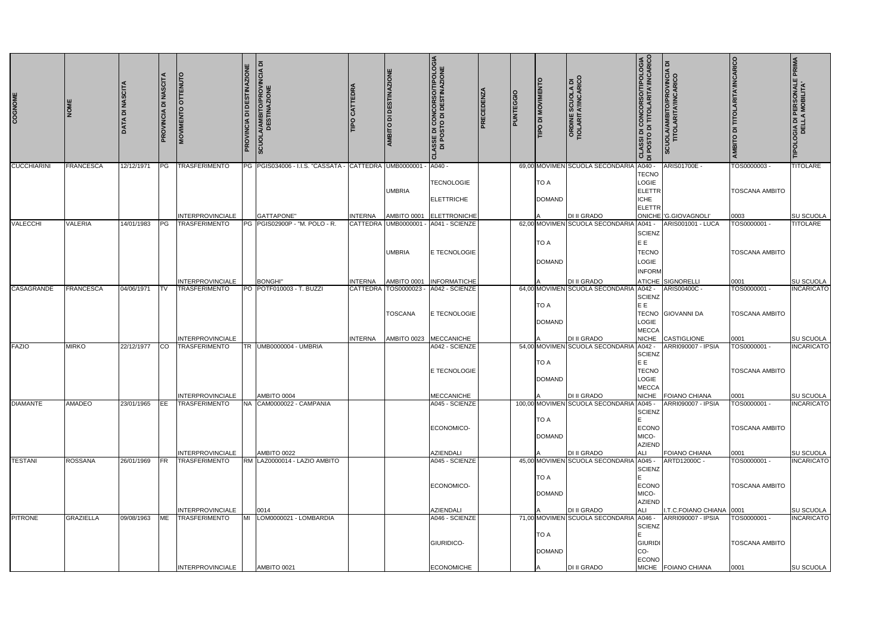| COGNOME | NOME | DATA DI NASCITA | PROVINCIA DI NASCITA | MOVIMENTO OTTENUTO | PROVINCIA DI DESTINAZIONE | SCUOLA/AMBITO/PROVINCIA DI DESTINAZIONE | TIPO CATTEDRA | AMBITO DI DESTINAZIONE | CLASSE DI CONCORSO/TIPOLOGIA DI POSTO DI DESTINAZIONE | PRECEDENZA | PUNTEGGIO | TIPO DI MOVIMENTO | ORDINE SCUOLA DI TIOLARITA'/INCARICO | CLASSI DI CONCORSO/TIPOLOGIA DI POSTO DI TITOLARITA'/INCARICO | SCUOLA/AMBITO/PROVINCIA DI TITOLARITA'/INCARICO | AMBITO DI TITOLARITA'/INCARICO | TIPOLOGIA DI PERSONALE PRIMA DELLA MOBILITA' |
|---|---|---|---|---|---|---|---|---|---|---|---|---|---|---|---|---|---|
| CUCCHIARINI | FRANCESCA | 12/12/1971 | PG | TRASFERIMENTO INTERPROVINCIALE | PG | PGIS034006 - I.I.S. "CASSATA - GATTAPONE" | CATTEDRA INTERNA | UMB0000001 - UMBRIA AMBITO 0001 | A040 - TECNOLOGIE ELETTRICHE ELETTRONICHE | | 69,00 | MOVIMEN TO A DOMAND A | SCUOLA SECONDARIA DI II GRADO | A040 - TECNO LOGIE ELETTR ICHE ELETTR ONICHE | ARIS01700E - 'G.GIOVAGNOLI' | TOS0000003 - TOSCANA AMBITO 0003 | TITOLARE SU SCUOLA |
| VALECCHI | VALERIA | 14/01/1983 | PG | TRASFERIMENTO INTERPROVINCIALE | PG | PGIS02900P - "M. POLO - R. BONGHI" | CATTEDRA INTERNA | UMB0000001 - UMBRIA AMBITO 0001 | A041 - SCIENZE E TECNOLOGIE INFORMATICHE | | 62,00 | MOVIMEN TO A DOMAND A | SCUOLA SECONDARIA DI II GRADO | A041 - SCIENZ E E TECNO LOGIE INFORM ATICHE | ARIS001001 - LUCA SIGNORELLI | TOS0000001 - TOSCANA AMBITO 0001 | TITOLARE SU SCUOLA |
| CASAGRANDE | FRANCESCA | 04/06/1971 | TV | TRASFERIMENTO INTERPROVINCIALE | PO | POTF010003 - T. BUZZI | CATTEDRA INTERNA | TOS0000023 - TOSCANA AMBITO 0023 | A042 - SCIENZE E TECNOLOGIE MECCANICHE | | 64,00 | MOVIMEN TO A DOMAND A | SCUOLA SECONDARIA DI II GRADO | A042 - SCIENZ E E TECNO LOGIE MECCA NICHE | ARIS00400C - GIOVANNI DA CASTIGLIONE | TOS0000001 - TOSCANA AMBITO 0001 | INCARICATO SU SCUOLA |
| FAZIO | MIRKO | 22/12/1977 | CO | TRASFERIMENTO INTERPROVINCIALE | TR | UMB0000004 - UMBRIA AMBITO 0004 | | | A042 - SCIENZE E TECNOLOGIE MECCANICHE | | 54,00 | MOVIMEN TO A DOMAND A | SCUOLA SECONDARIA DI II GRADO | A042 - SCIENZ E E TECNO LOGIE MECCA NICHE | ARRI090007 - IPSIA FOIANO CHIANA | TOS0000001 - TOSCANA AMBITO 0001 | INCARICATO SU SCUOLA |
| DIAMANTE | AMADEO | 23/01/1965 | EE | TRASFERIMENTO INTERPROVINCIALE | NA | CAM0000022 - CAMPANIA AMBITO 0022 | | | A045 - SCIENZE ECONOMICO-AZIENDALI | | 100,00 | MOVIMEN TO A DOMAND A | SCUOLA SECONDARIA DI II GRADO | A045 - SCIENZ E ECONO MICO-AZIEND ALI | ARRI090007 - IPSIA FOIANO CHIANA | TOS0000001 - TOSCANA AMBITO 0001 | INCARICATO SU SCUOLA |
| TESTANI | ROSSANA | 26/01/1969 | FR | TRASFERIMENTO INTERPROVINCIALE | RM | LAZ0000014 - LAZIO AMBITO 0014 | | | A045 - SCIENZE ECONOMICO-AZIENDALI | | 45,00 | MOVIMEN TO A DOMAND A | SCUOLA SECONDARIA DI II GRADO | A045 - SCIENZ E ECONO MICO-AZIEND ALI | ARTD12000C - I.T.C.FOIANO CHIANA | TOS0000001 - TOSCANA AMBITO 0001 | INCARICATO SU SCUOLA |
| PITRONE | GRAZIELLA | 09/08/1963 | ME | TRASFERIMENTO INTERPROVINCIALE | MI | LOM0000021 - LOMBARDIA AMBITO 0021 | | | A046 - SCIENZE GIURIDICO-ECONOMICHE | | 71,00 | MOVIMEN TO A DOMAND A | SCUOLA SECONDARIA DI II GRADO | A046 - SCIENZ E GIURIDI CO-ECONO MICHE | ARRI090007 - IPSIA FOIANO CHIANA | TOS0000001 - TOSCANA AMBITO 0001 | INCARICATO SU SCUOLA |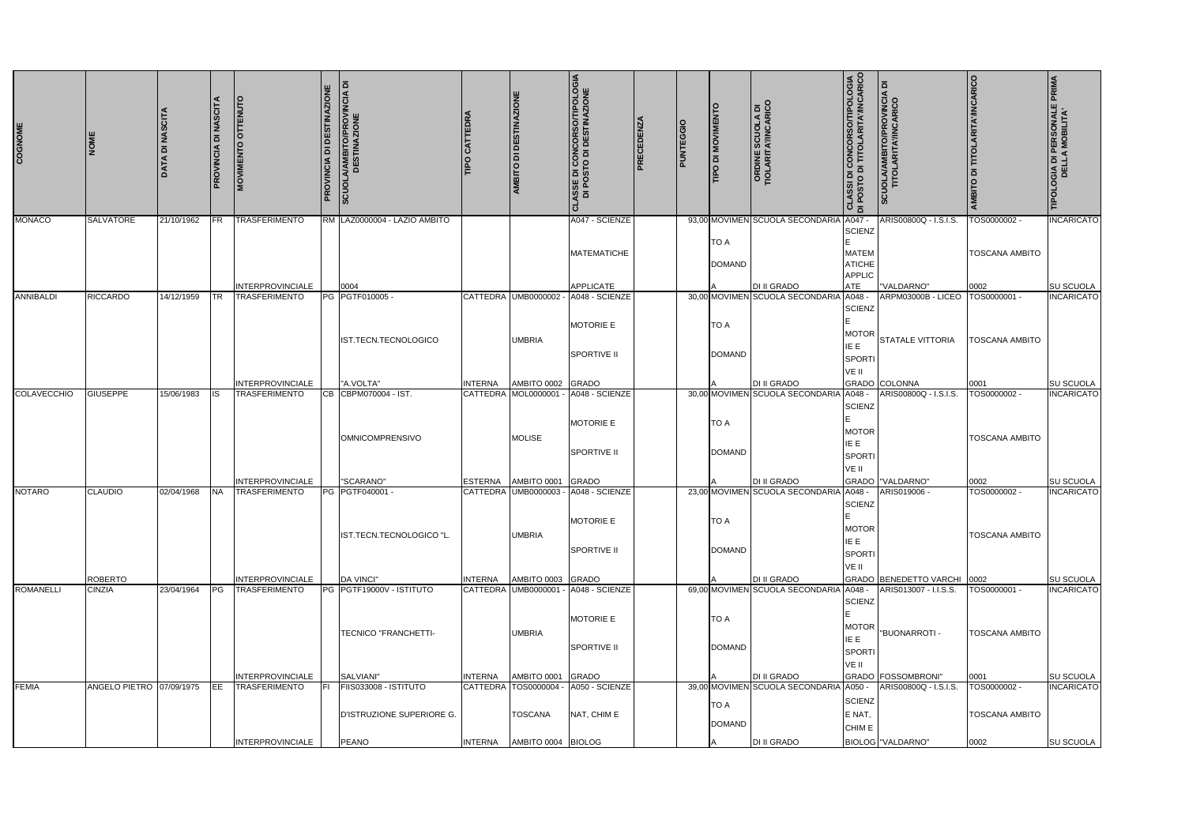| COGNOME | NOME | DATA DI NASCITA | PROVINCIA DI NASCITA | MOVIMENTO OTTENUTO | PROVINCIA DI DESTINAZIONE | SCUOLA/AMBITO/PROVINCIA DI DESTINAZIONE | TIPO CATTEDRA | AMBITO DI DESTINAZIONE | CLASSE DI CONCORSO/TIPOLOGIA DI POSTO DI DESTINAZIONE | PRECEDENZA | PUNTEGGIO | TIPO DI MOVIMENTO | ORDINE SCUOLA DI TIOLARITA'/INCARICO | CLASSI DI CONCORSO/TIPOLOGIA DI POSTO DI TITOLARITA'/INCARICO | SCUOLA/AMBITO/PROVINCIA DI TITOLARITA'/INCARICO | AMBITO DI TITOLARITA'/INCARICO | TIPOLOGIA DI PERSONALE PRIMA DELLA MOBILITA' |
|---|---|---|---|---|---|---|---|---|---|---|---|---|---|---|---|---|---|
| MONACO | SALVATORE | 21/10/1962 | FR | TRASFERIMENTO INTERPROVINCIALE | RM | LAZ0000004 - LAZIO AMBITO 0004 | | | A047 - SCIENZE MATEMATICHE APPLICATE | | 93,00 | MOVIMENTO A DOMANDA | SCUOLA SECONDARIA DI II GRADO | A047 - SCIENZE MATEMATICHE APPLICATE | ARIS00800Q - I.S.I.S. "VALDARNO" | TOS0000002 - TOSCANA AMBITO 0002 | INCARICATO SU SCUOLA |
| ANNIBALDI | RICCARDO | 14/12/1959 | TR | TRASFERIMENTO INTERPROVINCIALE | PG | PGTF010005 - IST.TECN.TECNOLOGICO "A.VOLTA" | CATTEDRA INTERNA | UMB0000002 - UMBRIA AMBITO 0002 | A048 - SCIENZE MOTORIE E SPORTIVE II GRADO | | 30,00 | MOVIMENTO A DOMANDA | SCUOLA SECONDARIA DI II GRADO | A048 - SCIENZE MOTORIE E SPORTIVE II GRADO | ARPM03000B - LICEO STATALE VITTORIA COLONNA | TOS0000001 - TOSCANA AMBITO 0001 | INCARICATO SU SCUOLA |
| COLAVECCHIO | GIUSEPPE | 15/06/1983 | IS | TRASFERIMENTO INTERPROVINCIALE | CB | CBPM070004 - IST. OMNICOMPRENSIVO "SCARANO" | CATTEDRA ESTERNA | MOL0000001 - MOLISE AMBITO 0001 | A048 - SCIENZE MOTORIE E SPORTIVE II GRADO | | 30,00 | MOVIMENTO A DOMANDA | SCUOLA SECONDARIA DI II GRADO | A048 - SCIENZE MOTORIE E SPORTIVE II GRADO | ARIS00800Q - I.S.I.S. "VALDARNO" | TOS0000002 - TOSCANA AMBITO 0002 | INCARICATO SU SCUOLA |
| NOTARO | CLAUDIO ROBERTO | 02/04/1968 | NA | TRASFERIMENTO INTERPROVINCIALE | PG | PGTF040001 - IST.TECN.TECNOLOGICO "L. DA VINCI" | CATTEDRA INTERNA | UMB0000003 - UMBRIA AMBITO 0003 | A048 - SCIENZE MOTORIE E SPORTIVE II GRADO | | 23,00 | MOVIMENTO A DOMANDA | SCUOLA SECONDARIA DI II GRADO | A048 - SCIENZE MOTORIE E SPORTIVE II GRADO | ARIS019006 - BENEDETTO VARCHI | TOS0000002 - TOSCANA AMBITO 0002 | INCARICATO SU SCUOLA |
| ROMANELLI | CINZIA | 23/04/1964 | PG | TRASFERIMENTO INTERPROVINCIALE | PG | PGTF19000V - ISTITUTO TECNICO "FRANCHETTI-SALVIANI" | CATTEDRA INTERNA | UMB0000001 - UMBRIA AMBITO 0001 | A048 - SCIENZE MOTORIE E SPORTIVE II GRADO | | 69,00 | MOVIMENTO A DOMANDA | SCUOLA SECONDARIA DI II GRADO | A048 - SCIENZE MOTORIE E SPORTIVE II GRADO | ARIS013007 - I.I.S.S. "BUONARROTI - FOSSOMBRONI" | TOS0000001 - TOSCANA AMBITO 0001 | INCARICATO SU SCUOLA |
| FEMIA | ANGELO PIETRO | 07/09/1975 | EE | TRASFERIMENTO INTERPROVINCIALE | FI | FIIS033008 - ISTITUTO D'ISTRUZIONE SUPERIORE G. PEANO | CATTEDRA INTERNA | TOS0000004 - TOSCANA AMBITO 0004 | A050 - SCIENZE NAT, CHIM E BIOLOG | | 39,00 | MOVIMENTO A DOMANDA | SCUOLA SECONDARIA DI II GRADO | A050 - SCIENZE NAT, CHIM E BIOLOG | ARIS00800Q - I.S.I.S. "VALDARNO" | TOS0000002 - TOSCANA AMBITO 0002 | INCARICATO SU SCUOLA |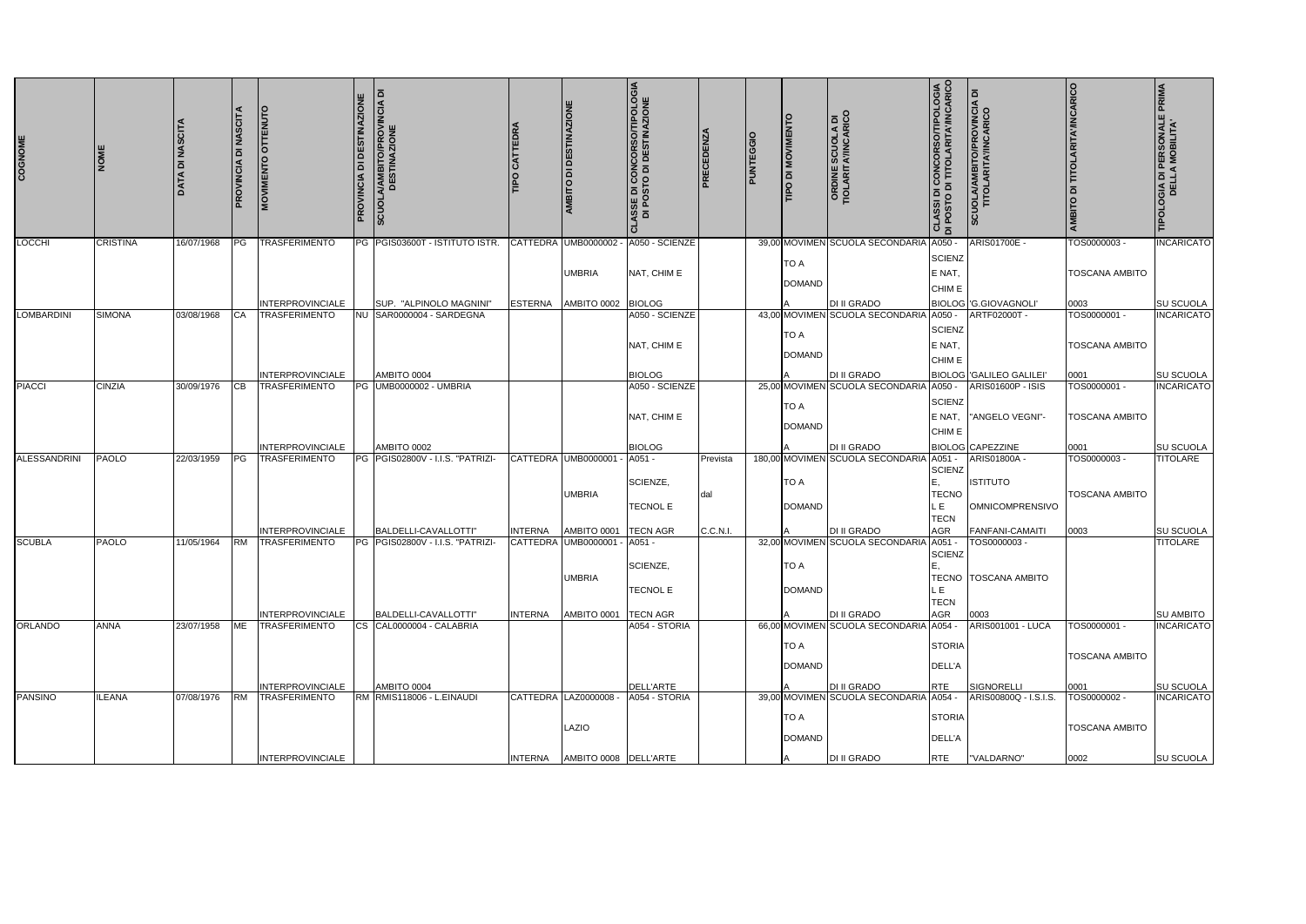| COGNOME | NOME | DATA DI NASCITA | PROVINCIA DI NASCITA | MOVIMENTO OTTENUTO | PROVINCIA DI DESTINAZIONE | SCUOLA/AMBITO/PROVINCIA DI DESTINAZIONE | TIPO CATTEDRA | AMBITO DI DESTINAZIONE | CLASSE DI CONCORSO/TIPOLOGIA DI POSTO DI DESTINAZIONE | PRECEDENZA | PUNTEGGIO | TIPO DI MOVIMENTO | ORDINE SCUOLA DI TIOLARIT A'/INCARICO | CLASSI DI CONCORSO/TIPOLOGIA DI POSTO DI TITOLARITA'/INCARICO | SCUOLA/AMBITO/PROVINCIA DI TITOLARITA'/INCARICO | AMBITO DI TITOLARITA'/INCARICO | TIPOLOGIA DI PERSONALE PRIMA DELLA MOBILITA' |
|---|---|---|---|---|---|---|---|---|---|---|---|---|---|---|---|---|---|
| LOCCHI | CRISTINA | 16/07/1968 | PG | TRASFERIMENTO INTERPROVINCIALE | PG | PGIS03600T - ISTITUTO ISTR. SUP. "ALPINOLO MAGNINI" | CATTEDRA ESTERNA | UMB0000002 - UMBRIA AMBITO 0002 | A050 - SCIENZE NAT, CHIM E BIOLOG | | 39,00 | MOVIMENTO A DOMANDA | SCUOLA SECONDARIA DI II GRADO | A050 - SCIENZE NAT, CHIM E BIOLOG | ARIS01700E - 'G.GIOVAGNOLI' | TOS0000003 - TOSCANA AMBITO 0003 | INCARICATO SU SCUOLA |
| LOMBARDINI | SIMONA | 03/08/1968 | CA | TRASFERIMENTO INTERPROVINCIALE | NU | SAR0000004 - SARDEGNA AMBITO 0004 | | | A050 - SCIENZE NAT, CHIM E BIOLOG | | 43,00 | MOVIMENTO A DOMANDA | SCUOLA SECONDARIA DI II GRADO | A050 - SCIENZE NAT, CHIM E BIOLOG | ARTF02000T - 'GALILEO GALILEI' | TOS0000001 - TOSCANA AMBITO 0001 | INCARICATO SU SCUOLA |
| PIACCI | CINZIA | 30/09/1976 | CB | TRASFERIMENTO INTERPROVINCIALE | PG | UMB0000002 - UMBRIA AMBITO 0002 | | | A050 - SCIENZE NAT, CHIM E BIOLOG | | 25,00 | MOVIMENTO A DOMANDA | SCUOLA SECONDARIA DI II GRADO | A050 - SCIENZE NAT, CHIM E BIOLOG | ARIS01600P - ISIS "ANGELO VEGNI"- CAPEZZINE | TOS0000001 - TOSCANA AMBITO 0001 | INCARICATO SU SCUOLA |
| ALESSANDRINI | PAOLO | 22/03/1959 | PG | TRASFERIMENTO INTERPROVINCIALE | PG | PGIS02800V - I.I.S. "PATRIZI-BALDELLI-CAVALLOTTI" | CATTEDRA INTERNA | UMB0000001 - UMBRIA AMBITO 0001 | A051 - SCIENZE, TECNOL E TECN AGR | Prevista dal C.C.N.I. | 180,00 | MOVIMENTO A DOMANDA | SCUOLA SECONDARIA DI II GRADO | A051 - SCIENZE, TECNOL E TECN AGR | ARIS01800A - ISTITUTO OMNICOMPRENSIVO FANFANI-CAMAITI | TOS0000003 - TOSCANA AMBITO 0003 | TITOLARE SU SCUOLA |
| SCUBLA | PAOLO | 11/05/1964 | RM | TRASFERIMENTO INTERPROVINCIALE | PG | PGIS02800V - I.I.S. "PATRIZI-BALDELLI-CAVALLOTTI" | CATTEDRA INTERNA | UMB0000001 - UMBRIA AMBITO 0001 | A051 - SCIENZE, TECNOL E TECN AGR | | 32,00 | MOVIMENTO A DOMANDA | SCUOLA SECONDARIA DI II GRADO | A051 - SCIENZE, TECNOL E TECN AGR | TOS0000003 - TOSCANA AMBITO 0003 | | TITOLARE SU AMBITO |
| ORLANDO | ANNA | 23/07/1958 | ME | TRASFERIMENTO INTERPROVINCIALE | CS | CAL0000004 - CALABRIA AMBITO 0004 | | | A054 - STORIA DELL'ARTE | | 66,00 | MOVIMENTO A DOMANDA | SCUOLA SECONDARIA DI II GRADO | A054 - STORIA DELL'ARTE | ARIS001001 - LUCA SIGNORELLI | TOS0000001 - TOSCANA AMBITO 0001 | INCARICATO SU SCUOLA |
| PANSINO | ILEANA | 07/08/1976 | RM | TRASFERIMENTO INTERPROVINCIALE | RM | RMIS118006 - L.EINAUDI | CATTEDRA INTERNA | LAZ0000008 - LAZIO AMBITO 0008 | A054 - STORIA DELL'ARTE | | 39,00 | MOVIMENTO A DOMANDA | SCUOLA SECONDARIA DI II GRADO | A054 - STORIA DELL'ARTE | ARIS00800Q - I.S.I.S. "VALDARNO" | TOS0000002 - TOSCANA AMBITO 0002 | INCARICATO SU SCUOLA |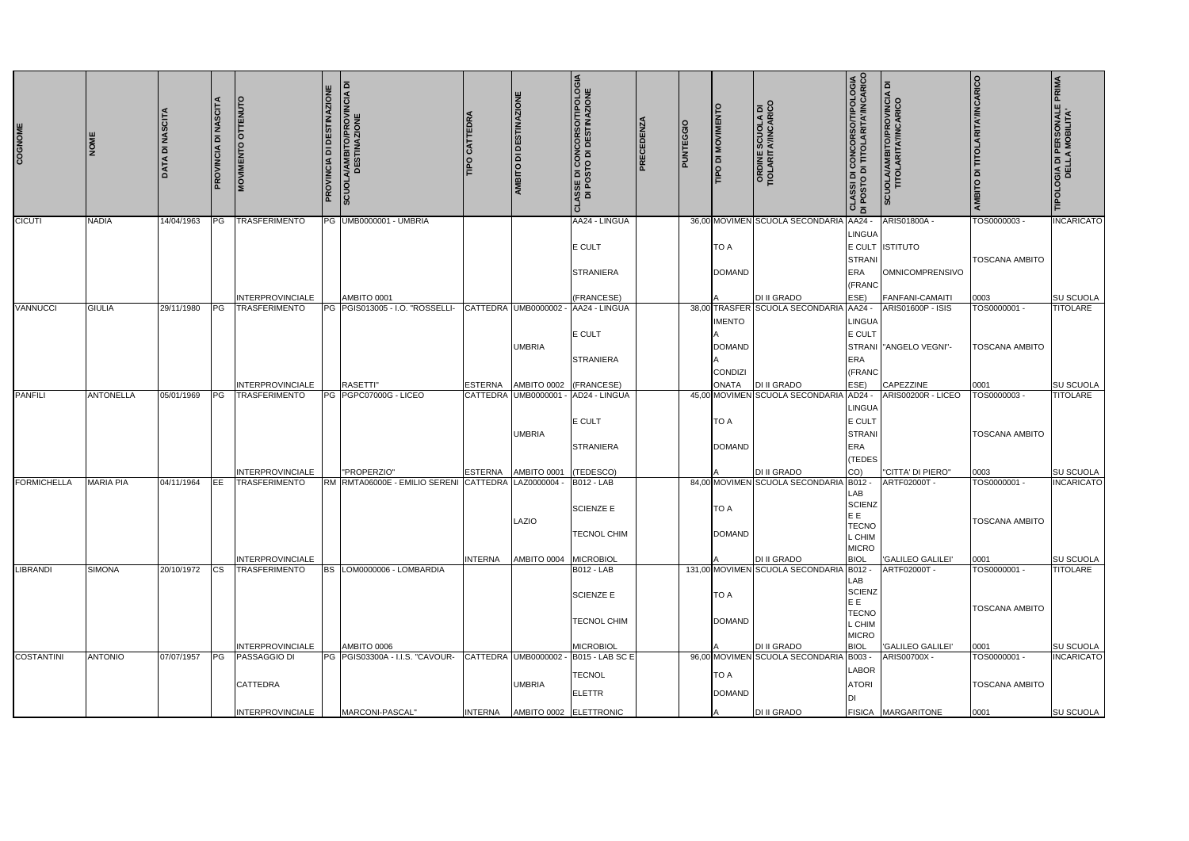| COGNOME | NOME | DATA DI NASCITA | PROVINCIA DI NASCITA | MOVIMENTO OTTENUTO | PROVINCIA DI DESTINAZIONE | SCUOLA/AMBITO/PROVINCIA DI DESTINAZIONE | TIPO CATTEDRA | AMBITO DI DESTINAZIONE | CLASSE DI CONCORSO/TIPOLOGIA DI POSTO DI DESTINAZIONE | PRECEDENZA | PUNTEGGIO | TIPO DI MOVIMENTO | ORDINE SCUOLA DI TIOLARITA'/INCARICO | CLASSI DI CONCORSO/TIPOLOGIA DI POSTO DI TITOLARITA'/INCARICO | SCUOLA/AMBITO/PROVINCIA DI TITOLARITA'/INCARICO | AMBITO DI TITOLARITA'/INCARICO | TIPOLOGIA DI PERSONALE PRIMA DELLA MOBILITA' |
|---|---|---|---|---|---|---|---|---|---|---|---|---|---|---|---|---|---|
| CICUTI | NADIA | 14/04/1963 | PG | TRASFERIMENTO INTERPROVINCIALE | PG | UMB0000001 - UMBRIA AMBITO 0001 | | | AA24 - LINGUA E CULT STRANIERA (FRANCESE) | | 36,00 | MOVIMENTO A DOMANDA | SCUOLA SECONDARIA DI II GRADO | AA24 - LINGUA E CULT STRANIERA (FRANCESE) | ARIS01800A - ISTITUTO OMNICOMPRENSIVO FANFANI-CAMAITI | TOS0000003 - TOSCANA AMBITO 0003 | INCARICATO SU SCUOLA |
| VANNUCCI | GIULIA | 29/11/1980 | PG | TRASFERIMENTO INTERPROVINCIALE | PG | PGIS013005 - I.O. "ROSSELLI-RASETTI" | CATTEDRA ESTERNA | UMB0000002 - UMBRIA AMBITO 0002 | AA24 - LINGUA E CULT STRANIERA (FRANCESE) | | 38,00 | TRASFERIMENTO A DOMANDA CONDIZIONATA | SCUOLA SECONDARIA DI II GRADO | AA24 - LINGUA E CULT STRANIERA (FRANCESE) | ARIS01600P - ISIS "ANGELO VEGNI"-CAPEZZINE | TOS0000001 - TOSCANA AMBITO 0001 | TITOLARE SU SCUOLA |
| PANFILI | ANTONELLA | 05/01/1969 | PG | TRASFERIMENTO INTERPROVINCIALE | PG | PGPC07000G - LICEO "PROPERZIO" | CATTEDRA ESTERNA | UMB0000001 - UMBRIA AMBITO 0001 | AD24 - LINGUA E CULT STRANIERA (TEDESCO) | | 45,00 | MOVIMENTO A DOMANDA | SCUOLA SECONDARIA DI II GRADO | AD24 - LINGUA E CULT STRANIERA (TEDESCO) | ARIS00200R - LICEO "CITTA' DI PIERO" | TOS0000003 - TOSCANA AMBITO 0003 | TITOLARE SU SCUOLA |
| FORMICHELLA | MARIA PIA | 04/11/1964 | EE | TRASFERIMENTO INTERPROVINCIALE | RM | RMTA06000E - EMILIO SERENI | CATTEDRA INTERNA | LAZ0000004 - LAZIO AMBITO 0004 | B012 - LAB SCIENZE E TECNOL CHIM MICROBIOL | | 84,00 | MOVIMENTO A DOMANDA | SCUOLA SECONDARIA DI II GRADO | B012 - LAB SCIENZE E TECNOL CHIM MICROBIOL | ARTF02000T - 'GALILEO GALILEI' | TOS0000001 - TOSCANA AMBITO 0001 | INCARICATO SU SCUOLA |
| LIBRANDI | SIMONA | 20/10/1972 | CS | TRASFERIMENTO INTERPROVINCIALE | BS | LOM0000006 - LOMBARDIA AMBITO 0006 | | | B012 - LAB SCIENZE E TECNOL CHIM MICROBIOL | | 131,00 | MOVIMENTO A DOMANDA | SCUOLA SECONDARIA DI II GRADO | B012 - LAB SCIENZE E TECNOL CHIM MICROBIOL | ARTF02000T - 'GALILEO GALILEI' | TOS0000001 - TOSCANA AMBITO 0001 | TITOLARE SU SCUOLA |
| COSTANTINI | ANTONIO | 07/07/1957 | PG | PASSAGGIO DI CATTEDRA INTERPROVINCIALE | PG | PGIS03300A - I.I.S. "CAVOUR-MARCONI-PASCAL" | CATTEDRA INTERNA | UMB0000002 - UMBRIA AMBITO 0002 | B015 - LAB SC E TECNOL ELETTR ELETTRONIC | | 96,00 | MOVIMENTO A DOMANDA | SCUOLA SECONDARIA DI II GRADO | B003 - LABORATORI DI FISICA | ARIS00700X - MARGARITONE | TOS0000001 - TOSCANA AMBITO 0001 | INCARICATO SU SCUOLA |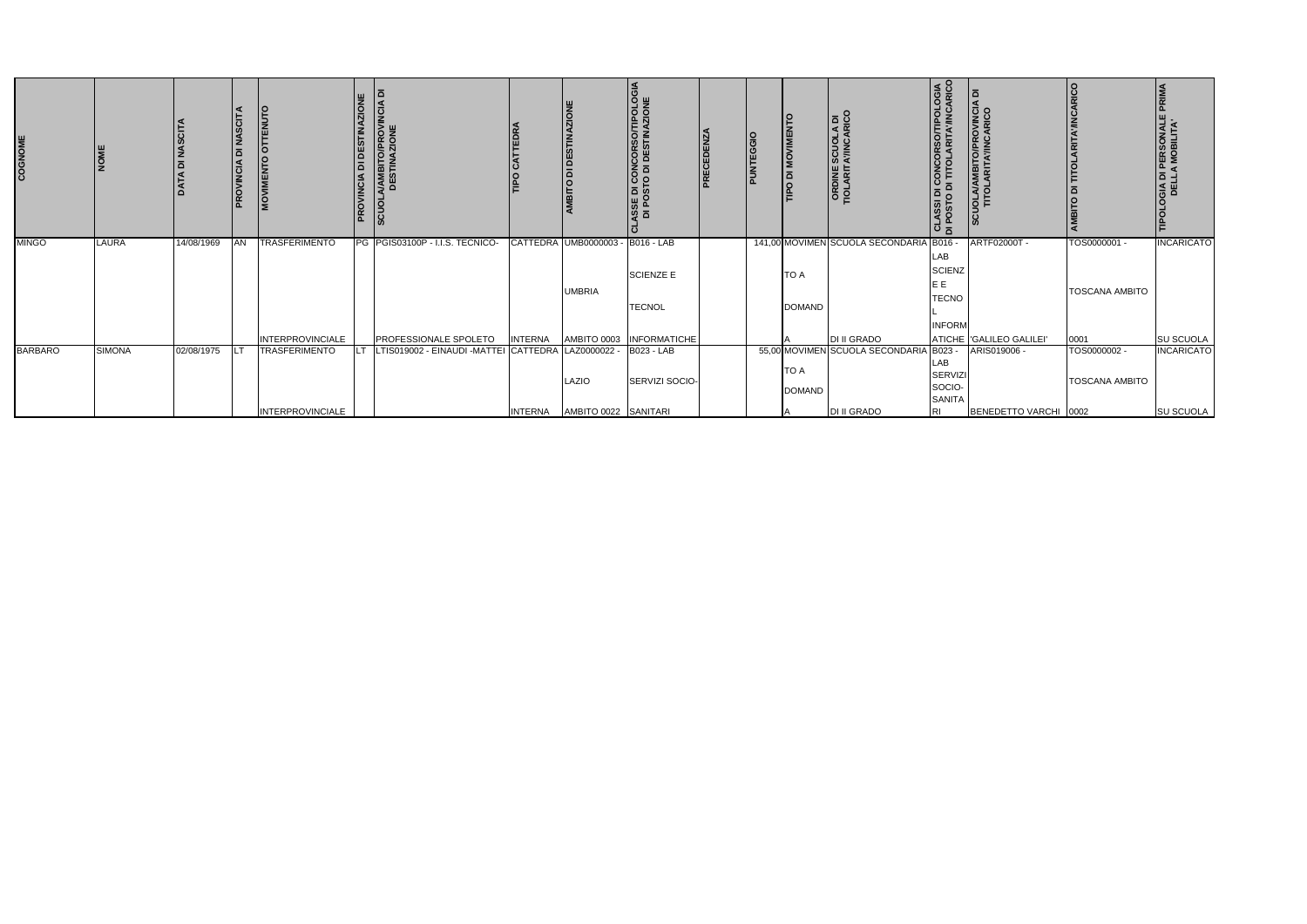| COGNOME | NOME | DATA DI NASCITA | PROVINCIA DI NASCITA | MOVIMENTO OTTENUTO | PROVINCIA DI DESTINAZIONE | SCUOLA/AMBITO/PROVINCIA DI DESTINAZIONE | TIPO CATTEDRA | AMBITO DI DESTINAZIONE | CLASSE DI CONCORSO/TIPOLOGIA DI POSTO DI DESTINAZIONE | PRECEDENZA | PUNTEGGIO | TIPO DI MOVIMENTO | ORDINE SCUOLA DI TIOLARITA'/INCARICO | CLASSI DI CONCORSO/TIPOLOGIA DI POSTO DI TITOLARITA'/INCARICO | SCUOLA/AMBITO/PROVINCIA DI TITOLARITA'/INCARICO | AMBITO DI TITOLARITA'/INCARICO | TIPOLOGIA DI PERSONALE PRIMA DELLA MOBILITA' |
|---|---|---|---|---|---|---|---|---|---|---|---|---|---|---|---|---|---|
| MINGO | LAURA | 14/08/1969 | AN | TRASFERIMENTO INTERPROVINCIALE | PG | PGIS03100P - I.I.S. TECNICO-PROFESSIONALE SPOLETO | CATTEDRA INTERNA | UMB0000003 - UMBRIA AMBITO 0003 | B016 - LAB SCIENZE E TECNOL INFORMATICHE | | 141,00 | MOVIMENTO A DOMANDA | SCUOLA SECONDARIA DI II GRADO | B016 - LAB SCIENZE E TECNOL INFORMATICHE | ARTF02000T - 'GALILEO GALILEI' | TOS0000001 - TOSCANA AMBITO 0001 | INCARICATO SU SCUOLA |
| BARBARO | SIMONA | 02/08/1975 | LT | TRASFERIMENTO INTERPROVINCIALE | LT | LTIS019002 - EINAUDI -MATTEI | CATTEDRA INTERNA | LAZ0000022 - LAZIO AMBITO 0022 | B023 - LAB SERVIZI SOCIO-SANITARI | | 55,00 | MOVIMENTO A DOMANDA | SCUOLA SECONDARIA DI II GRADO | B023 - LAB SERVIZI SOCIO-SANITARI | ARIS019006 - BENEDETTO VARCHI | TOS0000002 - TOSCANA AMBITO 0002 | INCARICATO SU SCUOLA |